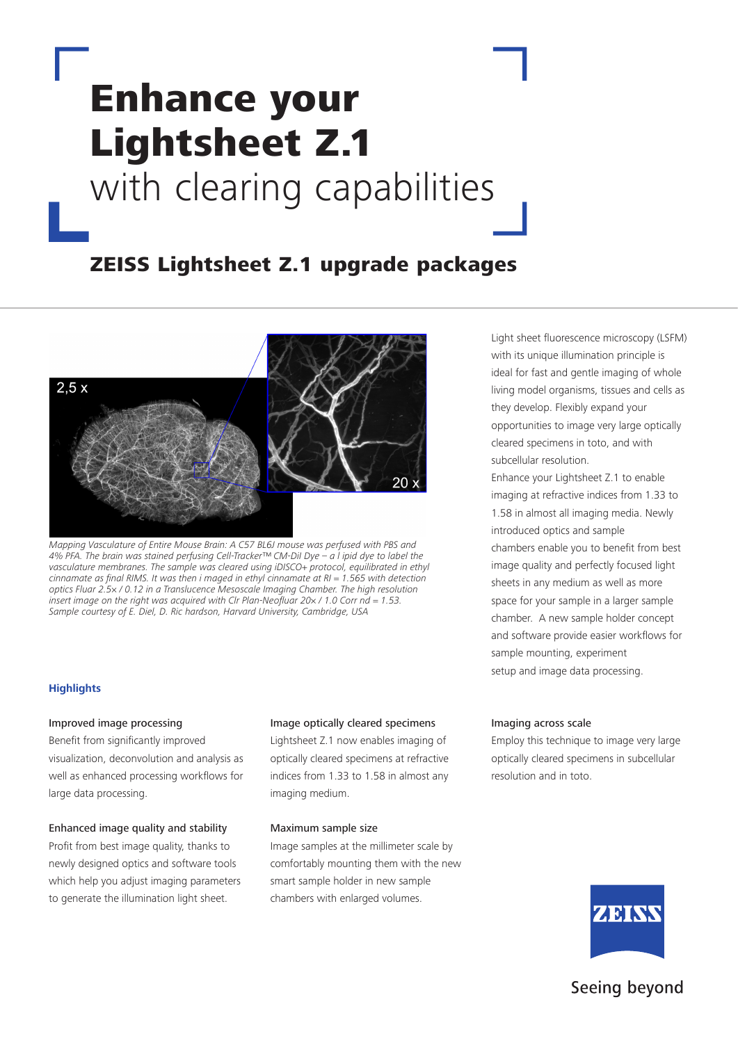# Enhance your Lightsheet Z.1 with clearing capabilities

## ZEISS Lightsheet Z.1 upgrade packages

*Mapping Vasculature of Entire Mouse Brain: A C57 BL6J mouse was perfused with PBS and 4% PFA. The brain was stained perfusing Cell-Tracker™ CM-Dil Dye – a l ipid dye to label the vasculature membranes. The sample was cleared using iDISCO+ protocol, equilibrated in ethyl cinnamate as final RIMS. It was then i maged in ethyl cinnamate at RI = 1.565 with detection optics Fluar 2.5× / 0.12 in a Translucence Mesoscale Imaging Chamber. The high resolution insert image on the right was acquired with Clr Plan-Neofluar 20× / 1.0 Corr nd = 1.53. Sample courtesy of E. Diel, D. Ric hardson, Harvard University, Cambridge, USA*

Light sheet fluorescence microscopy (LSFM) with its unique illumination principle is ideal for fast and gentle imaging of whole living model organisms, tissues and cells as they develop. Flexibly expand your opportunities to image very large optically cleared specimens in toto, and with subcellular resolution.

Enhance your Lightsheet Z.1 to enable imaging at refractive indices from 1.33 to 1.58 in almost all imaging media. Newly introduced optics and sample chambers enable you to benefit from best image quality and perfectly focused light sheets in any medium as well as more space for your sample in a larger sample chamber. A new sample holder concept and software provide easier workflows for sample mounting, experiment setup and image data processing.

### Highlights

**Improved image processing**
Benefit from significantly improved visualization, deconvolution and analysis as well as enhanced processing workflows for large data processing.

**Enhanced image quality and stability**
Profit from best image quality, thanks to newly designed optics and software tools which help you adjust imaging parameters to generate the illumination light sheet.

**Image optically cleared specimens**
Lightsheet Z.1 now enables imaging of optically cleared specimens at refractive indices from 1.33 to 1.58 in almost any imaging medium.

**Maximum sample size**
Image samples at the millimeter scale by comfortably mounting them with the new smart sample holder in new sample chambers with enlarged volumes.

**Imaging across scale**
Employ this technique to image very large optically cleared specimens in subcellular resolution and in toto.

Seeing beyond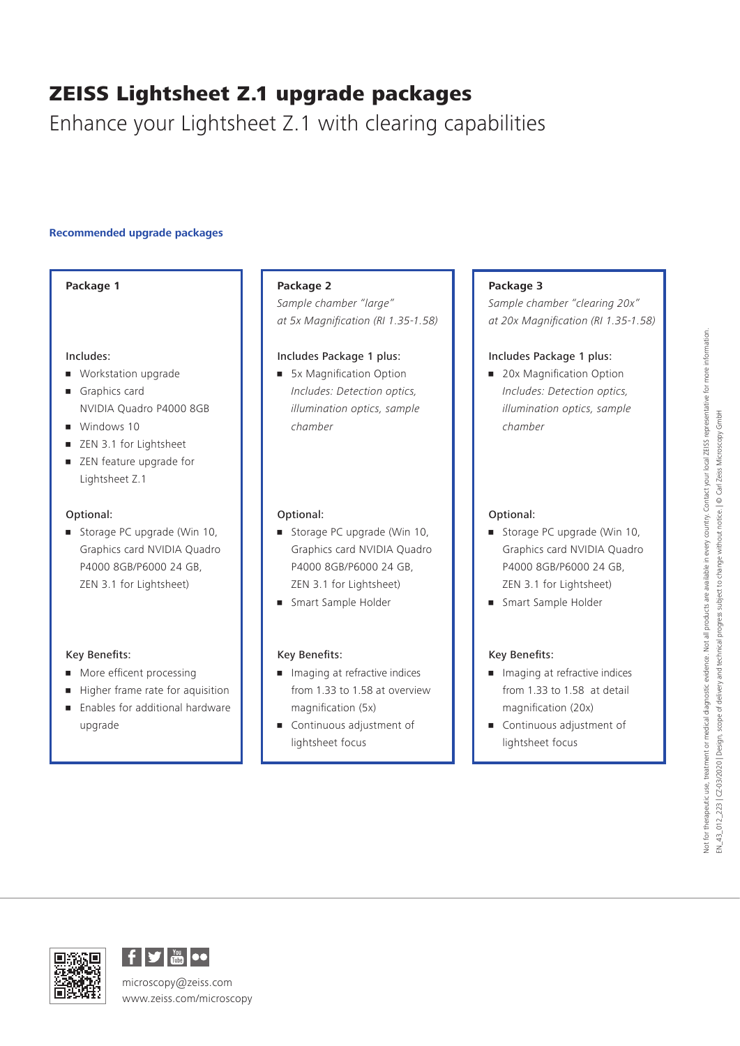# ZEISS Lightsheet Z.1 upgrade packages

Enhance your Lightsheet Z.1 with clearing capabilities

**Recommended upgrade packages**

### Package 1

Includes:

- Workstation upgrade
- Graphics card NVIDIA Quadro P4000 8GB
- Windows 10
- ZEN 3.1 for Lightsheet
- ZEN feature upgrade for Lightsheet Z.1

Optional:

- Storage PC upgrade (Win 10, Graphics card NVIDIA Quadro P4000 8GB/P6000 24 GB, ZEN 3.1 for Lightsheet)

Key Benefits:

- More efficent processing
- Higher frame rate for aquisition
- Enables for additional hardware upgrade

### Package 2

*Sample chamber "large" at 5x Magnification (RI 1.35-1.58)*

Includes Package 1 plus:

- 5x Magnification Option *Includes: Detection optics, illumination optics, sample chamber*

Optional:

- Storage PC upgrade (Win 10, Graphics card NVIDIA Quadro P4000 8GB/P6000 24 GB, ZEN 3.1 for Lightsheet)
- Smart Sample Holder

Key Benefits:

- Imaging at refractive indices from 1.33 to 1.58 at overview magnification (5x)
- Continuous adjustment of lightsheet focus

### Package 3

*Sample chamber "clearing 20x" at 20x Magnification (RI 1.35-1.58)*

Includes Package 1 plus:

- 20x Magnification Option *Includes: Detection optics, illumination optics, sample chamber*

Optional:

- Storage PC upgrade (Win 10, Graphics card NVIDIA Quadro P4000 8GB/P6000 24 GB, ZEN 3.1 for Lightsheet)
- Smart Sample Holder

Key Benefits:

- Imaging at refractive indices from 1.33 to 1.58 at detail magnification (20x)
- Continuous adjustment of lightsheet focus

Not for therapeutic use, treatment or medical diagnostic evidence. Not all products are available in every country. Contact your local ZEISS representative for more information.
EN_43_012_223 | CZ 03/2020 | Design, scope of delivery and technical progress subject to change without notice. | © Carl Zeiss Microscopy GmbH

microscopy@zeiss.com
www.zeiss.com/microscopy